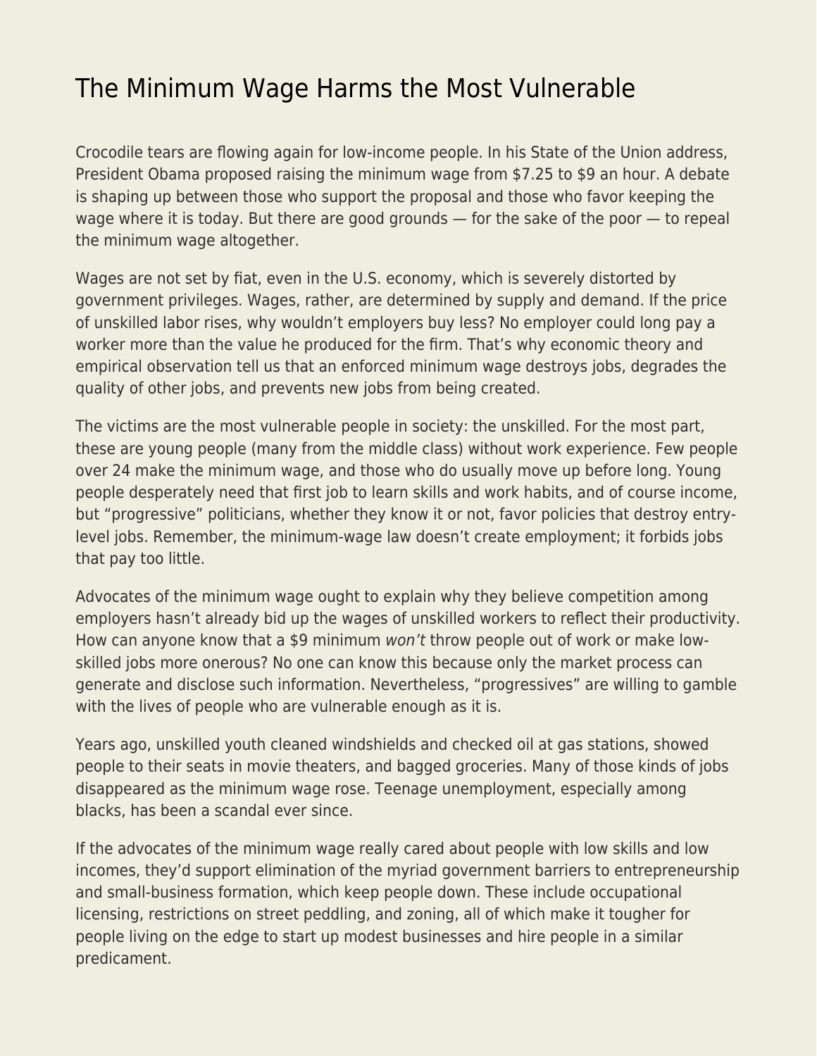# The Minimum Wage Harms the Most Vulnerable

Crocodile tears are flowing again for low-income people. In his State of the Union address, President Obama proposed raising the minimum wage from $7.25 to $9 an hour. A debate is shaping up between those who support the proposal and those who favor keeping the wage where it is today. But there are good grounds — for the sake of the poor — to repeal the minimum wage altogether.

Wages are not set by fiat, even in the U.S. economy, which is severely distorted by government privileges. Wages, rather, are determined by supply and demand. If the price of unskilled labor rises, why wouldn't employers buy less? No employer could long pay a worker more than the value he produced for the firm. That's why economic theory and empirical observation tell us that an enforced minimum wage destroys jobs, degrades the quality of other jobs, and prevents new jobs from being created.

The victims are the most vulnerable people in society: the unskilled. For the most part, these are young people (many from the middle class) without work experience. Few people over 24 make the minimum wage, and those who do usually move up before long. Young people desperately need that first job to learn skills and work habits, and of course income, but "progressive" politicians, whether they know it or not, favor policies that destroy entry-level jobs. Remember, the minimum-wage law doesn't create employment; it forbids jobs that pay too little.

Advocates of the minimum wage ought to explain why they believe competition among employers hasn't already bid up the wages of unskilled workers to reflect their productivity. How can anyone know that a $9 minimum *won't* throw people out of work or make low-skilled jobs more onerous? No one can know this because only the market process can generate and disclose such information. Nevertheless, "progressives" are willing to gamble with the lives of people who are vulnerable enough as it is.

Years ago, unskilled youth cleaned windshields and checked oil at gas stations, showed people to their seats in movie theaters, and bagged groceries. Many of those kinds of jobs disappeared as the minimum wage rose. Teenage unemployment, especially among blacks, has been a scandal ever since.

If the advocates of the minimum wage really cared about people with low skills and low incomes, they'd support elimination of the myriad government barriers to entrepreneurship and small-business formation, which keep people down. These include occupational licensing, restrictions on street peddling, and zoning, all of which make it tougher for people living on the edge to start up modest businesses and hire people in a similar predicament.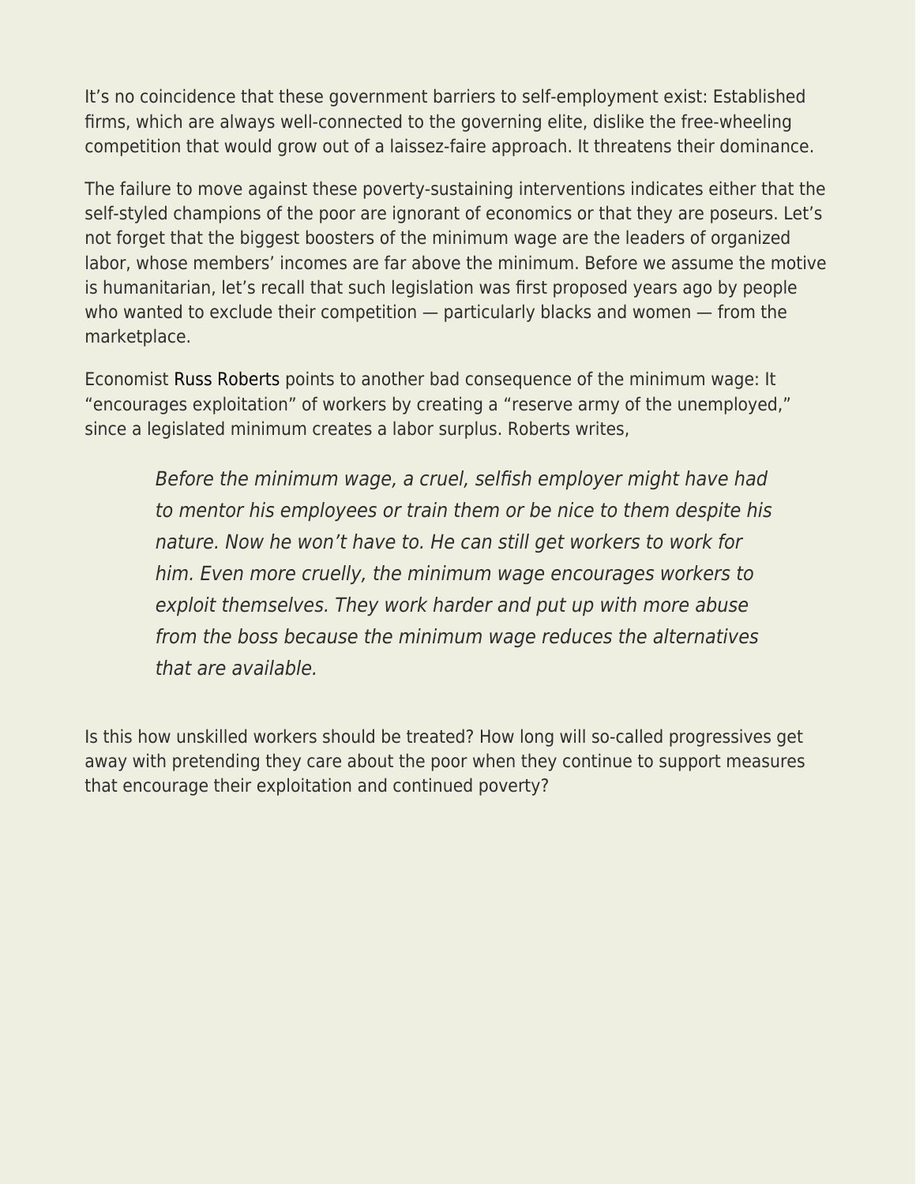It's no coincidence that these government barriers to self-employment exist: Established firms, which are always well-connected to the governing elite, dislike the free-wheeling competition that would grow out of a laissez-faire approach. It threatens their dominance.

The failure to move against these poverty-sustaining interventions indicates either that the self-styled champions of the poor are ignorant of economics or that they are poseurs. Let's not forget that the biggest boosters of the minimum wage are the leaders of organized labor, whose members' incomes are far above the minimum. Before we assume the motive is humanitarian, let's recall that such legislation was first proposed years ago by people who wanted to exclude their competition — particularly blacks and women — from the marketplace.

Economist Russ Roberts points to another bad consequence of the minimum wage: It "encourages exploitation" of workers by creating a "reserve army of the unemployed," since a legislated minimum creates a labor surplus. Roberts writes,

> *Before the minimum wage, a cruel, selfish employer might have had to mentor his employees or train them or be nice to them despite his nature. Now he won't have to. He can still get workers to work for him. Even more cruelly, the minimum wage encourages workers to exploit themselves. They work harder and put up with more abuse from the boss because the minimum wage reduces the alternatives that are available.*

Is this how unskilled workers should be treated? How long will so-called progressives get away with pretending they care about the poor when they continue to support measures that encourage their exploitation and continued poverty?